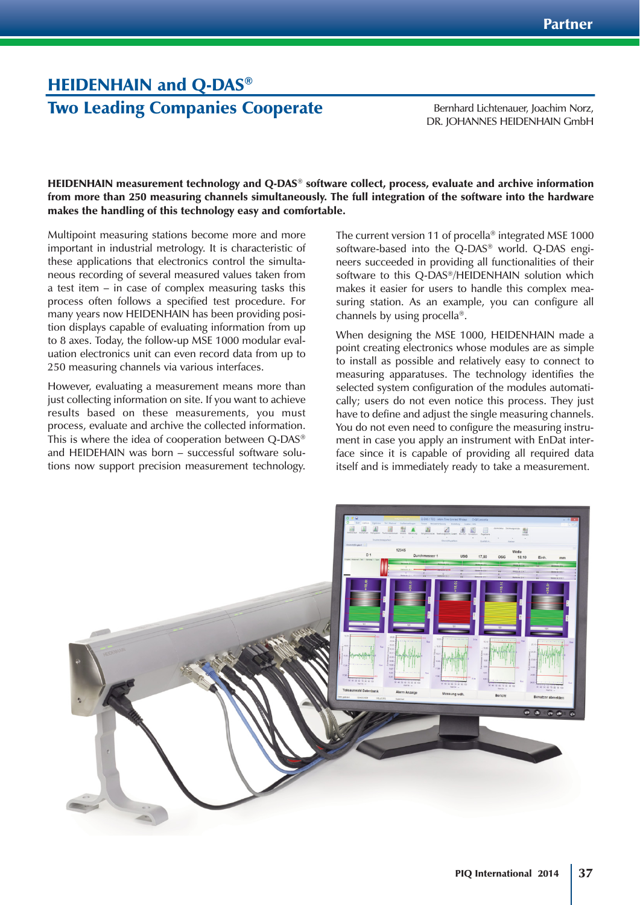# HEIDENHAIN and Q-DAS®

## Two Leading Companies Cooperate

Bernhard Lichtenauer, Joachim Norz, DR. JOHANNES HEIDENHAIN GmbH

**HEIDENHAIN measurement technology and Q-DAS® software collect, process, evaluate and archive information from more than 250 measuring channels simultaneously. The full integration of the software into the hardware makes the handling of this technology easy and comfortable.**

Multipoint measuring stations become more and more important in industrial metrology. It is characteristic of these applications that electronics control the simultaneous recording of several measured values taken from a test item – in case of complex measuring tasks this process often follows a specified test procedure. For many years now HEIDENHAIN has been providing position displays capable of evaluating information from up to 8 axes. Today, the follow-up MSE 1000 modular evaluation electronics unit can even record data from up to 250 measuring channels via various interfaces.

However, evaluating a measurement means more than just collecting information on site. If you want to achieve results based on these measurements, you must process, evaluate and archive the collected information. This is where the idea of cooperation between Q-DAS® and HEIDENHAIN was born – successful software solutions now support precision measurement technology.

The current version 11 of procella® integrated MSE 1000 software-based into the Q-DAS® world. Q-DAS engineers succeeded in providing all functionalities of their software to this Q-DAS®/HEIDENHAIN solution which makes it easier for users to handle this complex measuring station. As an example, you can configure all channels by using procella®.

When designing the MSE 1000, HEIDENHAIN made a point creating electronics whose modules are as simple to install as possible and relatively easy to connect to measuring apparatuses. The technology identifies the selected system configuration of the modules automatically; users do not even notice this process. They just have to define and adjust the single measuring channels. You do not even need to configure the measuring instrument in case you apply an instrument with EnDat interface since it is capable of providing all required data itself and is immediately ready to take a measurement.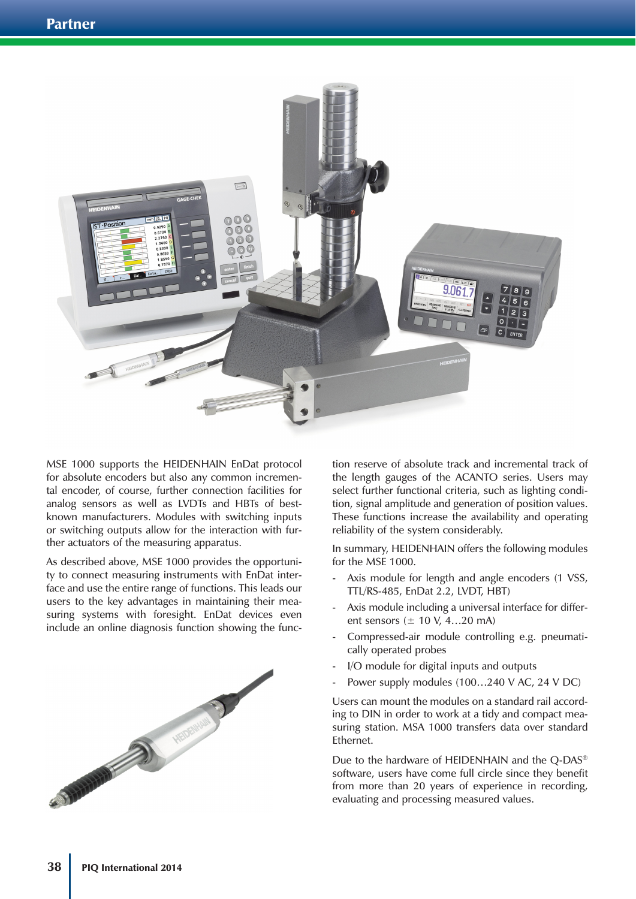MSE 1000 supports the HEIDENHAIN EnDat protocol for absolute encoders but also any common incremental encoder, of course, further connection facilities for analog sensors as well as LVDTs and HBTs of best-known manufacturers. Modules with switching inputs or switching outputs allow for the interaction with further actuators of the measuring apparatus.

As described above, MSE 1000 provides the opportunity to connect measuring instruments with EnDat interface and use the entire range of functions. This leads our users to the key advantages in maintaining their measuring systems with foresight. EnDat devices even include an online diagnosis function showing the function reserve of absolute track and incremental track of the length gauges of the ACANTO series. Users may select further functional criteria, such as lighting condition, signal amplitude and generation of position values. These functions increase the availability and operating reliability of the system considerably.

In summary, HEIDENHAIN offers the following modules for the MSE 1000.

- Axis module for length and angle encoders (1 VSS, TTL/RS-485, EnDat 2.2, LVDT, HBT)
- Axis module including a universal interface for different sensors (± 10 V, 4…20 mA)
- Compressed-air module controlling e.g. pneumatically operated probes
- I/O module for digital inputs and outputs
- Power supply modules (100…240 V AC, 24 V DC)

Users can mount the modules on a standard rail according to DIN in order to work at a tidy and compact measuring station. MSA 1000 transfers data over standard Ethernet.

Due to the hardware of HEIDENHAIN and the Q-DAS® software, users have come full circle since they benefit from more than 20 years of experience in recording, evaluating and processing measured values.